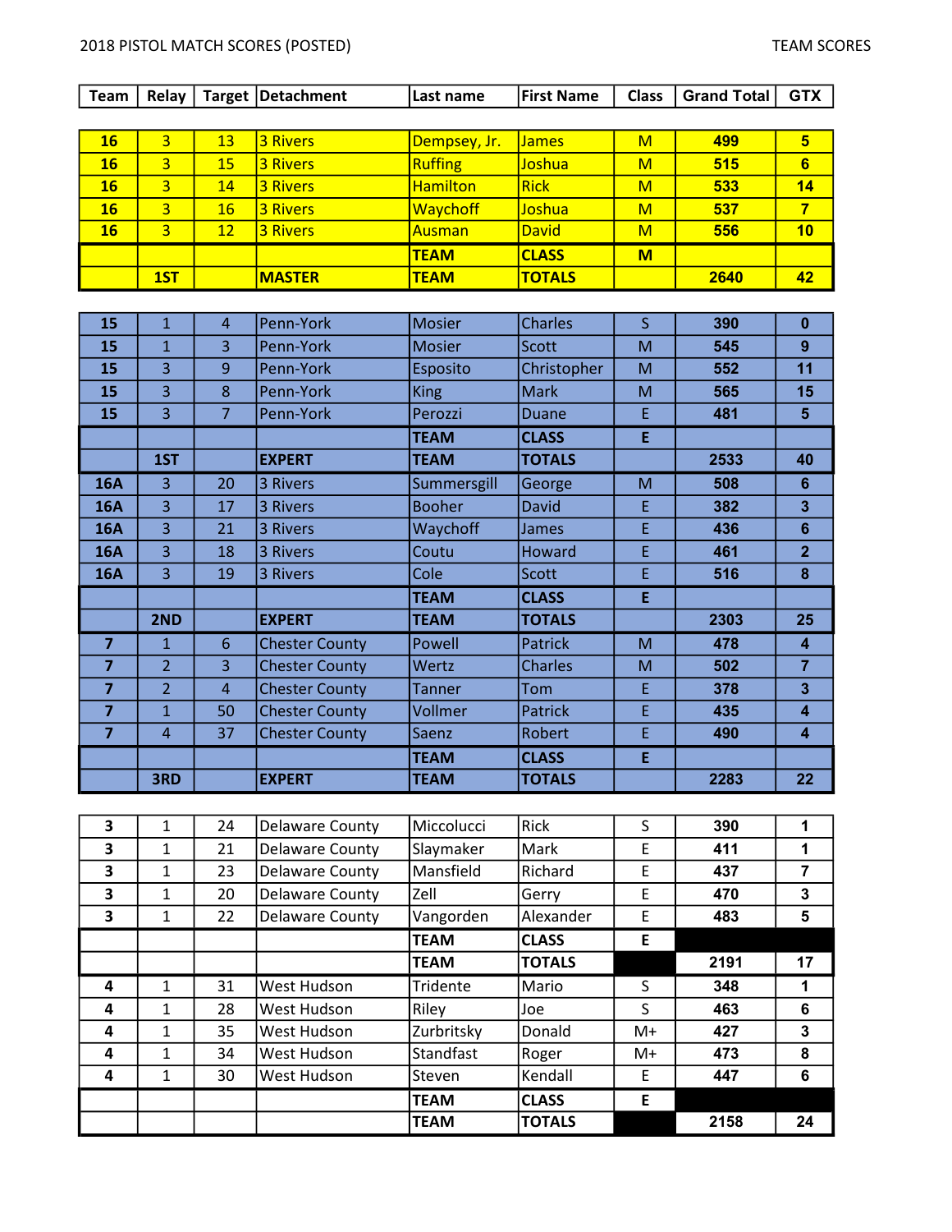2018 PISTOL MATCH SCORES (POSTED)

TEAM SCORES

| Team | Relay | Target | Detachment | Last name | First Name | Class | Grand Total | GTX |
|---|---|---|---|---|---|---|---|---|
| 16 | 3 | 13 | 3 Rivers | Dempsey, Jr. | James | M | 499 | 5 |
| 16 | 3 | 15 | 3 Rivers | Ruffing | Joshua | M | 515 | 6 |
| 16 | 3 | 14 | 3 Rivers | Hamilton | Rick | M | 533 | 14 |
| 16 | 3 | 16 | 3 Rivers | Waychoff | Joshua | M | 537 | 7 |
| 16 | 3 | 12 | 3 Rivers | Ausman | David | M | 556 | 10 |
| | | | | TEAM | CLASS | M | | |
| | 1ST | | MASTER | TEAM | TOTALS | | 2640 | 42 |
| 15 | 1 | 4 | Penn-York | Mosier | Charles | S | 390 | 0 |
| 15 | 1 | 3 | Penn-York | Mosier | Scott | M | 545 | 9 |
| 15 | 3 | 9 | Penn-York | Esposito | Christopher | M | 552 | 11 |
| 15 | 3 | 8 | Penn-York | King | Mark | M | 565 | 15 |
| 15 | 3 | 7 | Penn-York | Perozzi | Duane | E | 481 | 5 |
| | | | | TEAM | CLASS | E | | |
| | 1ST | | EXPERT | TEAM | TOTALS | | 2533 | 40 |
| 16A | 3 | 20 | 3 Rivers | Summersgill | George | M | 508 | 6 |
| 16A | 3 | 17 | 3 Rivers | Booher | David | E | 382 | 3 |
| 16A | 3 | 21 | 3 Rivers | Waychoff | James | E | 436 | 6 |
| 16A | 3 | 18 | 3 Rivers | Coutu | Howard | E | 461 | 2 |
| 16A | 3 | 19 | 3 Rivers | Cole | Scott | E | 516 | 8 |
| | | | | TEAM | CLASS | E | | |
| | 2ND | | EXPERT | TEAM | TOTALS | | 2303 | 25 |
| 7 | 1 | 6 | Chester County | Powell | Patrick | M | 478 | 4 |
| 7 | 2 | 3 | Chester County | Wertz | Charles | M | 502 | 7 |
| 7 | 2 | 4 | Chester County | Tanner | Tom | E | 378 | 3 |
| 7 | 1 | 50 | Chester County | Vollmer | Patrick | E | 435 | 4 |
| 7 | 4 | 37 | Chester County | Saenz | Robert | E | 490 | 4 |
| | | | | TEAM | CLASS | E | | |
| | 3RD | | EXPERT | TEAM | TOTALS | | 2283 | 22 |
| 3 | 1 | 24 | Delaware County | Miccolucci | Rick | S | 390 | 1 |
| 3 | 1 | 21 | Delaware County | Slaymaker | Mark | E | 411 | 1 |
| 3 | 1 | 23 | Delaware County | Mansfield | Richard | E | 437 | 7 |
| 3 | 1 | 20 | Delaware County | Zell | Gerry | E | 470 | 3 |
| 3 | 1 | 22 | Delaware County | Vangorden | Alexander | E | 483 | 5 |
| | | | | TEAM | CLASS | E | | |
| | | | | TEAM | TOTALS | | 2191 | 17 |
| 4 | 1 | 31 | West Hudson | Tridente | Mario | S | 348 | 1 |
| 4 | 1 | 28 | West Hudson | Riley | Joe | S | 463 | 6 |
| 4 | 1 | 35 | West Hudson | Zurbritsky | Donald | M+ | 427 | 3 |
| 4 | 1 | 34 | West Hudson | Standfast | Roger | M+ | 473 | 8 |
| 4 | 1 | 30 | West Hudson | Steven | Kendall | E | 447 | 6 |
| | | | | TEAM | CLASS | E | | |
| | | | | TEAM | TOTALS | | 2158 | 24 |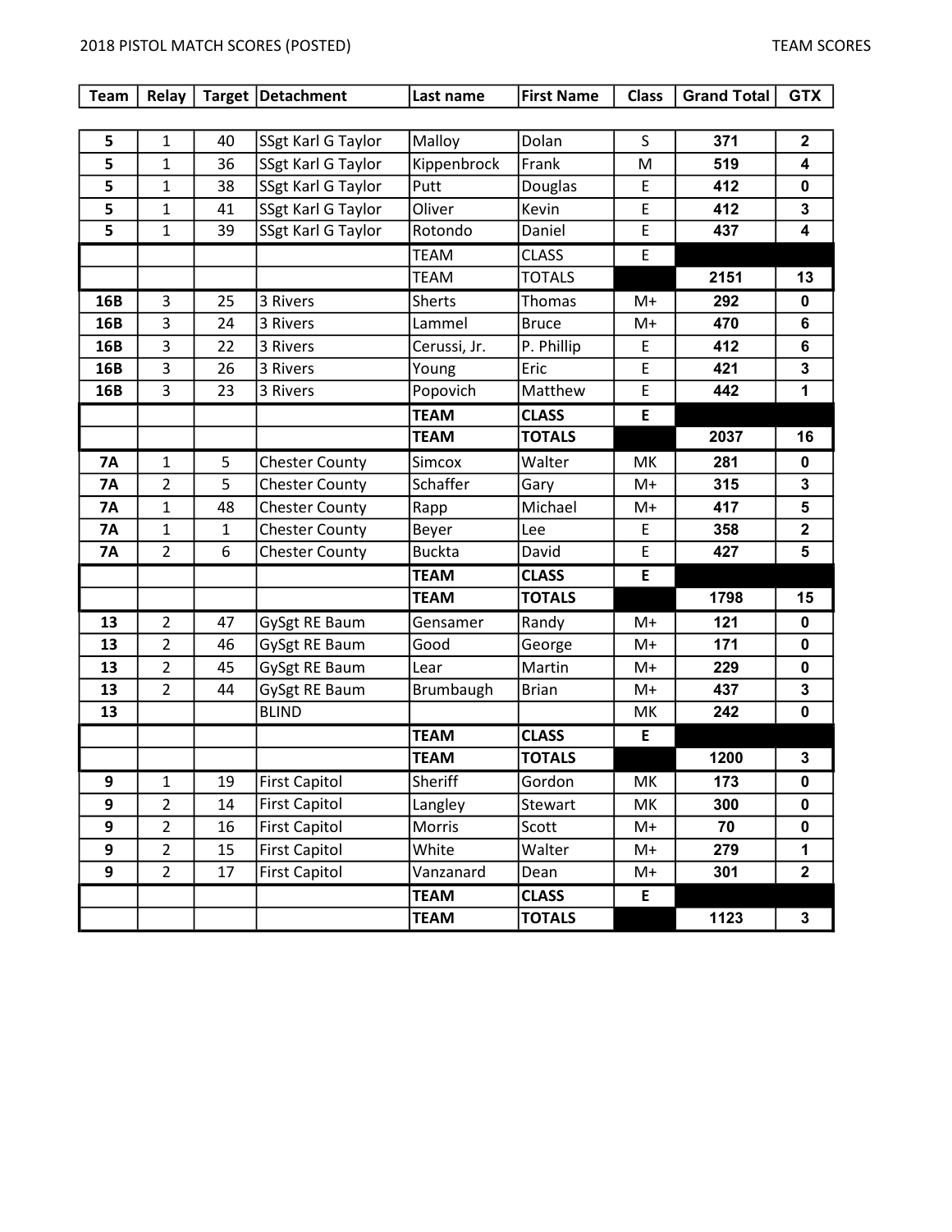2018 PISTOL MATCH SCORES (POSTED)

TEAM SCORES

| Team | Relay | Target | Detachment | Last name | First Name | Class | Grand Total | GTX |
|---|---|---|---|---|---|---|---|---|
| 5 | 1 | 40 | SSgt Karl G Taylor | Malloy | Dolan | S | 371 | 2 |
| 5 | 1 | 36 | SSgt Karl G Taylor | Kippenbrock | Frank | M | 519 | 4 |
| 5 | 1 | 38 | SSgt Karl G Taylor | Putt | Douglas | E | 412 | 0 |
| 5 | 1 | 41 | SSgt Karl G Taylor | Oliver | Kevin | E | 412 | 3 |
| 5 | 1 | 39 | SSgt Karl G Taylor | Rotondo | Daniel | E | 437 | 4 |
| | | | | TEAM | CLASS | E | | |
| | | | | TEAM | TOTALS | | 2151 | 13 |
| 16B | 3 | 25 | 3 Rivers | Sherts | Thomas | M+ | 292 | 0 |
| 16B | 3 | 24 | 3 Rivers | Lammel | Bruce | M+ | 470 | 6 |
| 16B | 3 | 22 | 3 Rivers | Cerussi, Jr. | P. Phillip | E | 412 | 6 |
| 16B | 3 | 26 | 3 Rivers | Young | Eric | E | 421 | 3 |
| 16B | 3 | 23 | 3 Rivers | Popovich | Matthew | E | 442 | 1 |
| | | | | **TEAM** | **CLASS** | **E** | | |
| | | | | **TEAM** | **TOTALS** | | 2037 | 16 |
| 7A | 1 | 5 | Chester County | Simcox | Walter | MK | 281 | 0 |
| 7A | 2 | 5 | Chester County | Schaffer | Gary | M+ | 315 | 3 |
| 7A | 1 | 48 | Chester County | Rapp | Michael | M+ | 417 | 5 |
| 7A | 1 | 1 | Chester County | Beyer | Lee | E | 358 | 2 |
| 7A | 2 | 6 | Chester County | Buckta | David | E | 427 | 5 |
| | | | | **TEAM** | **CLASS** | **E** | | |
| | | | | **TEAM** | **TOTALS** | | 1798 | 15 |
| 13 | 2 | 47 | GySgt RE Baum | Gensamer | Randy | M+ | 121 | 0 |
| 13 | 2 | 46 | GySgt RE Baum | Good | George | M+ | 171 | 0 |
| 13 | 2 | 45 | GySgt RE Baum | Lear | Martin | M+ | 229 | 0 |
| 13 | 2 | 44 | GySgt RE Baum | Brumbaugh | Brian | M+ | 437 | 3 |
| 13 | | | BLIND | | | MK | 242 | 0 |
| | | | | **TEAM** | **CLASS** | **E** | | |
| | | | | **TEAM** | **TOTALS** | | 1200 | 3 |
| 9 | 1 | 19 | First Capitol | Sheriff | Gordon | MK | 173 | 0 |
| 9 | 2 | 14 | First Capitol | Langley | Stewart | MK | 300 | 0 |
| 9 | 2 | 16 | First Capitol | Morris | Scott | M+ | 70 | 0 |
| 9 | 2 | 15 | First Capitol | White | Walter | M+ | 279 | 1 |
| 9 | 2 | 17 | First Capitol | Vanzanard | Dean | M+ | 301 | 2 |
| | | | | **TEAM** | **CLASS** | **E** | | |
| | | | | **TEAM** | **TOTALS** | | 1123 | 3 |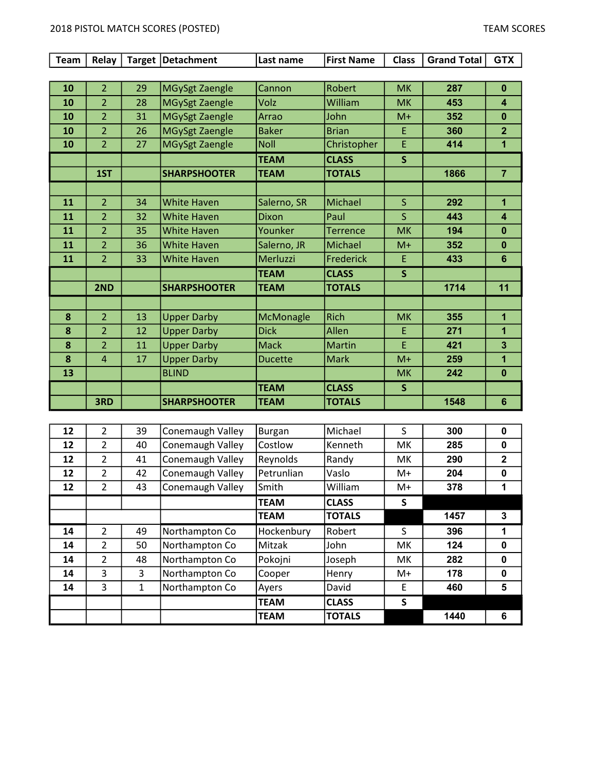2018 PISTOL MATCH SCORES (POSTED)

TEAM SCORES

| Team | Relay | Target | Detachment | Last name | First Name | Class | Grand Total | GTX |
|---|---|---|---|---|---|---|---|---|
| 10 | 2 | 29 | MGySgt Zaengle | Cannon | Robert | MK | 287 | 0 |
| 10 | 2 | 28 | MGySgt Zaengle | Volz | William | MK | 453 | 4 |
| 10 | 2 | 31 | MGySgt Zaengle | Arrao | John | M+ | 352 | 0 |
| 10 | 2 | 26 | MGySgt Zaengle | Baker | Brian | E | 360 | 2 |
| 10 | 2 | 27 | MGySgt Zaengle | Noll | Christopher | E | 414 | 1 |
| | | | | **TEAM** | **CLASS** | **S** | | |
| | **1ST** | | **SHARPSHOOTER** | **TEAM** | **TOTALS** | | **1866** | **7** |
| 11 | 2 | 34 | White Haven | Salerno, SR | Michael | S | 292 | 1 |
| 11 | 2 | 32 | White Haven | Dixon | Paul | S | 443 | 4 |
| 11 | 2 | 35 | White Haven | Younker | Terrence | MK | 194 | 0 |
| 11 | 2 | 36 | White Haven | Salerno, JR | Michael | M+ | 352 | 0 |
| 11 | 2 | 33 | White Haven | Merluzzi | Frederick | E | 433 | 6 |
| | | | | **TEAM** | **CLASS** | **S** | | |
| | **2ND** | | **SHARPSHOOTER** | **TEAM** | **TOTALS** | | **1714** | **11** |
| 8 | 2 | 13 | Upper Darby | McMonagle | Rich | MK | 355 | 1 |
| 8 | 2 | 12 | Upper Darby | Dick | Allen | E | 271 | 1 |
| 8 | 2 | 11 | Upper Darby | Mack | Martin | E | 421 | 3 |
| 8 | 4 | 17 | Upper Darby | Ducette | Mark | M+ | 259 | 1 |
| 13 | | | BLIND | | | MK | 242 | 0 |
| | | | | **TEAM** | **CLASS** | **S** | | |
| | **3RD** | | **SHARPSHOOTER** | **TEAM** | **TOTALS** | | **1548** | **6** |
| 12 | 2 | 39 | Conemaugh Valley | Burgan | Michael | S | 300 | 0 |
| 12 | 2 | 40 | Conemaugh Valley | Costlow | Kenneth | MK | 285 | 0 |
| 12 | 2 | 41 | Conemaugh Valley | Reynolds | Randy | MK | 290 | 2 |
| 12 | 2 | 42 | Conemaugh Valley | Petrunlian | Vaslo | M+ | 204 | 0 |
| 12 | 2 | 43 | Conemaugh Valley | Smith | William | M+ | 378 | 1 |
| | | | | **TEAM** | **CLASS** | **S** | | |
| | | | | **TEAM** | **TOTALS** | | **1457** | **3** |
| 14 | 2 | 49 | Northampton Co | Hockenbury | Robert | S | 396 | 1 |
| 14 | 2 | 50 | Northampton Co | Mitzak | John | MK | 124 | 0 |
| 14 | 2 | 48 | Northampton Co | Pokojni | Joseph | MK | 282 | 0 |
| 14 | 3 | 3 | Northampton Co | Cooper | Henry | M+ | 178 | 0 |
| 14 | 3 | 1 | Northampton Co | Ayers | David | E | 460 | 5 |
| | | | | **TEAM** | **CLASS** | **S** | | |
| | | | | **TEAM** | **TOTALS** | | **1440** | **6** |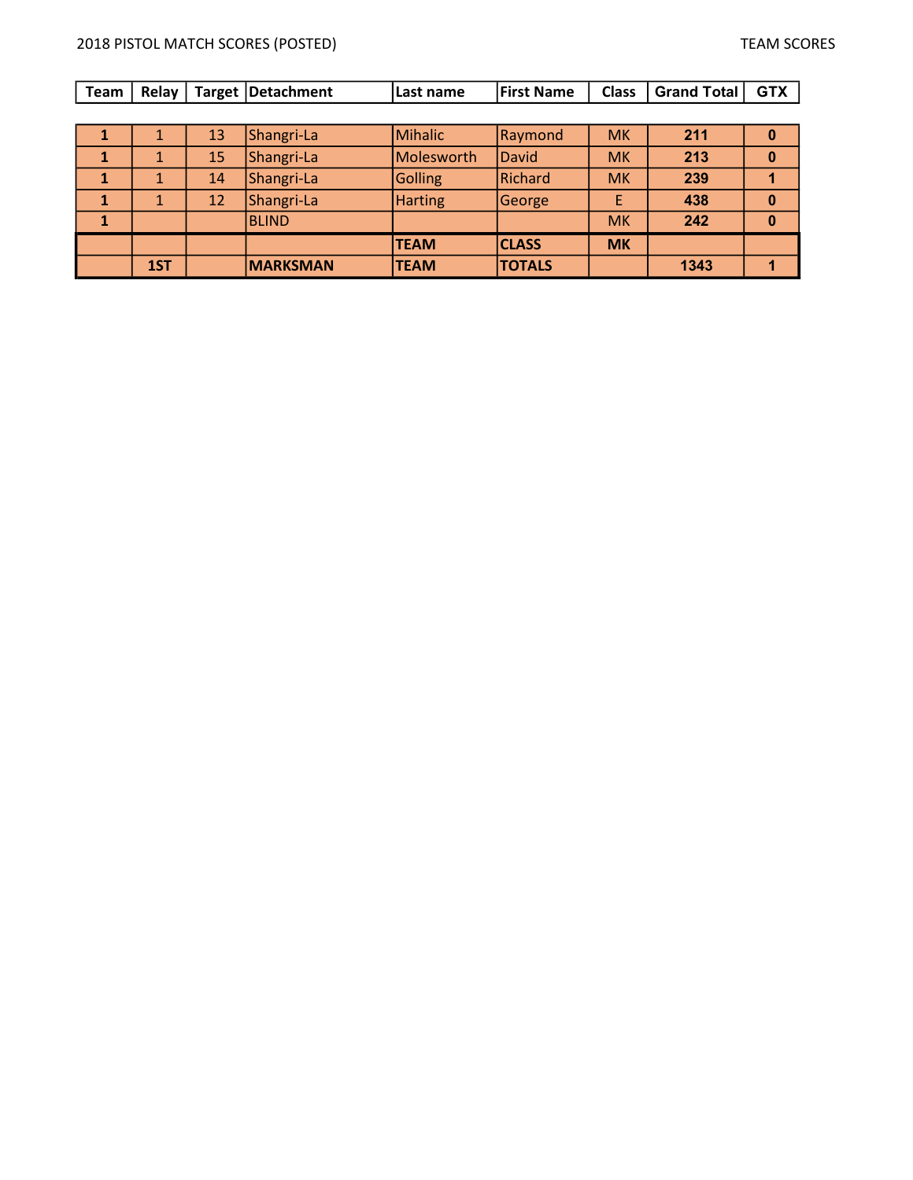2018 PISTOL MATCH SCORES (POSTED)

TEAM SCORES

| Team | Relay | Target | Detachment | Last name | First Name | Class | Grand Total | GTX |
|---|---|---|---|---|---|---|---|---|
| 1 | 1 | 13 | Shangri-La | Mihalic | Raymond | MK | 211 | 0 |
| 1 | 1 | 15 | Shangri-La | Molesworth | David | MK | 213 | 0 |
| 1 | 1 | 14 | Shangri-La | Golling | Richard | MK | 239 | 1 |
| 1 | 1 | 12 | Shangri-La | Harting | George | E | 438 | 0 |
| 1 | | | BLIND | | | MK | 242 | 0 |
| | | | | TEAM | CLASS | MK | | |
| | 1ST | | MARKSMAN | TEAM | TOTALS | | 1343 | 1 |